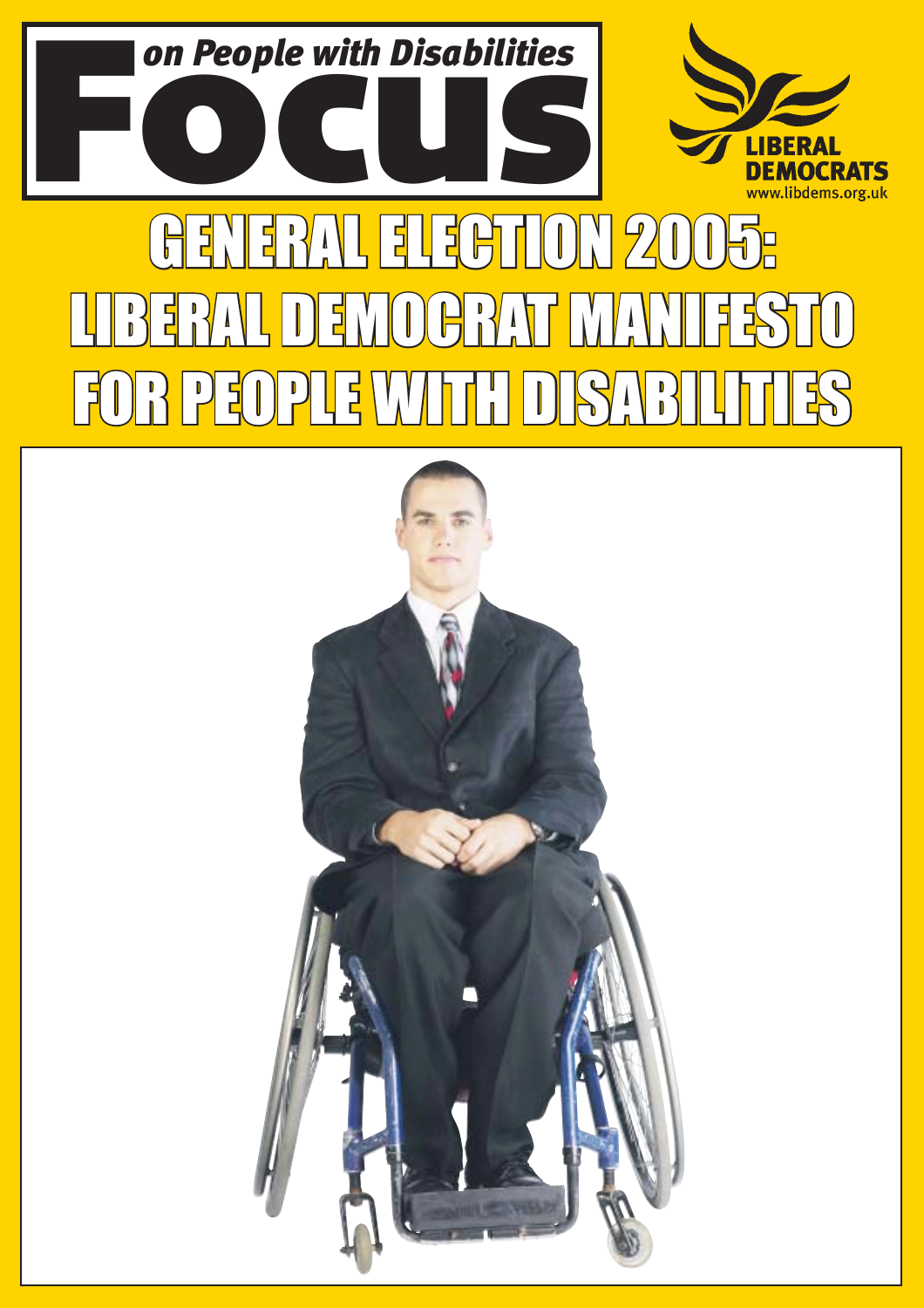# Focus on People with Disabilities

LIBERAL DEMOCRATS
www.libdems.org.uk

# GENERAL ELECTION 2005: LIBERAL DEMOCRAT MANIFESTO FOR PEOPLE WITH DISABILITIES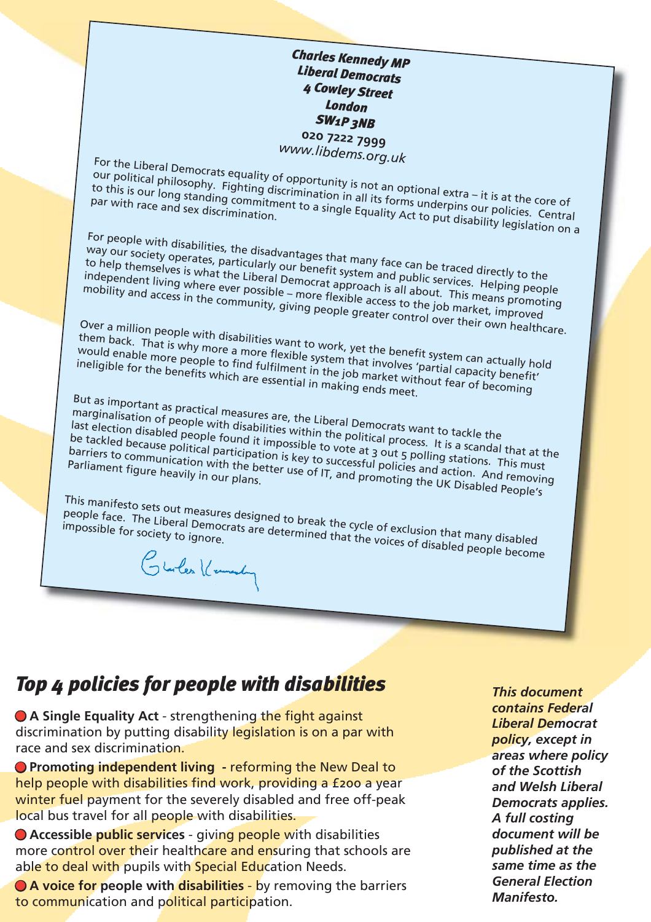***Charles Kennedy MP***
***Liberal Democrats***
***4 Cowley Street***
***London***
***SW1P 3NB***
**020 7222 7999**
*www.libdems.org.uk*

For the Liberal Democrats equality of opportunity is not an optional extra – it is at the core of our political philosophy. Fighting discrimination in all its forms underpins our policies. Central to this is our long standing commitment to a single Equality Act to put disability legislation on a par with race and sex discrimination.

For people with disabilities, the disadvantages that many face can be traced directly to the way our society operates, particularly our benefit system and public services. Helping people to help themselves is what the Liberal Democrat approach is all about. This means promoting independent living where ever possible – more flexible access to the job market, improved mobility and access in the community, giving people greater control over their own healthcare.

Over a million people with disabilities want to work, yet the benefit system can actually hold them back. That is why more a more flexible system that involves 'partial capacity benefit' would enable more people to find fulfilment in the job market without fear of becoming ineligible for the benefits which are essential in making ends meet.

But as important as practical measures are, the Liberal Democrats want to tackle the marginalisation of people with disabilities within the political process. It is a scandal that at the last election disabled people found it impossible to vote at 3 out 5 polling stations. This must be tackled because political participation is key to successful policies and action. And removing barriers to communication with the better use of IT, and promoting the UK Disabled People's Parliament figure heavily in our plans.

This manifesto sets out measures designed to break the cycle of exclusion that many disabled people face. The Liberal Democrats are determined that the voices of disabled people become impossible for society to ignore.

Charles Kennedy

## *Top 4 policies for people with disabilities*

- **A Single Equality Act** - strengthening the fight against discrimination by putting disability legislation is on a par with race and sex discrimination.
- **Promoting independent living** - reforming the New Deal to help people with disabilities find work, providing a £200 a year winter fuel payment for the severely disabled and free off-peak local bus travel for all people with disabilities.
- **Accessible public services** - giving people with disabilities more control over their healthcare and ensuring that schools are able to deal with pupils with Special Education Needs.
- **A voice for people with disabilities** - by removing the barriers to communication and political participation.

***This document contains Federal Liberal Democrat policy, except in areas where policy of the Scottish and Welsh Liberal Democrats applies. A full costing document will be published at the same time as the General Election Manifesto.***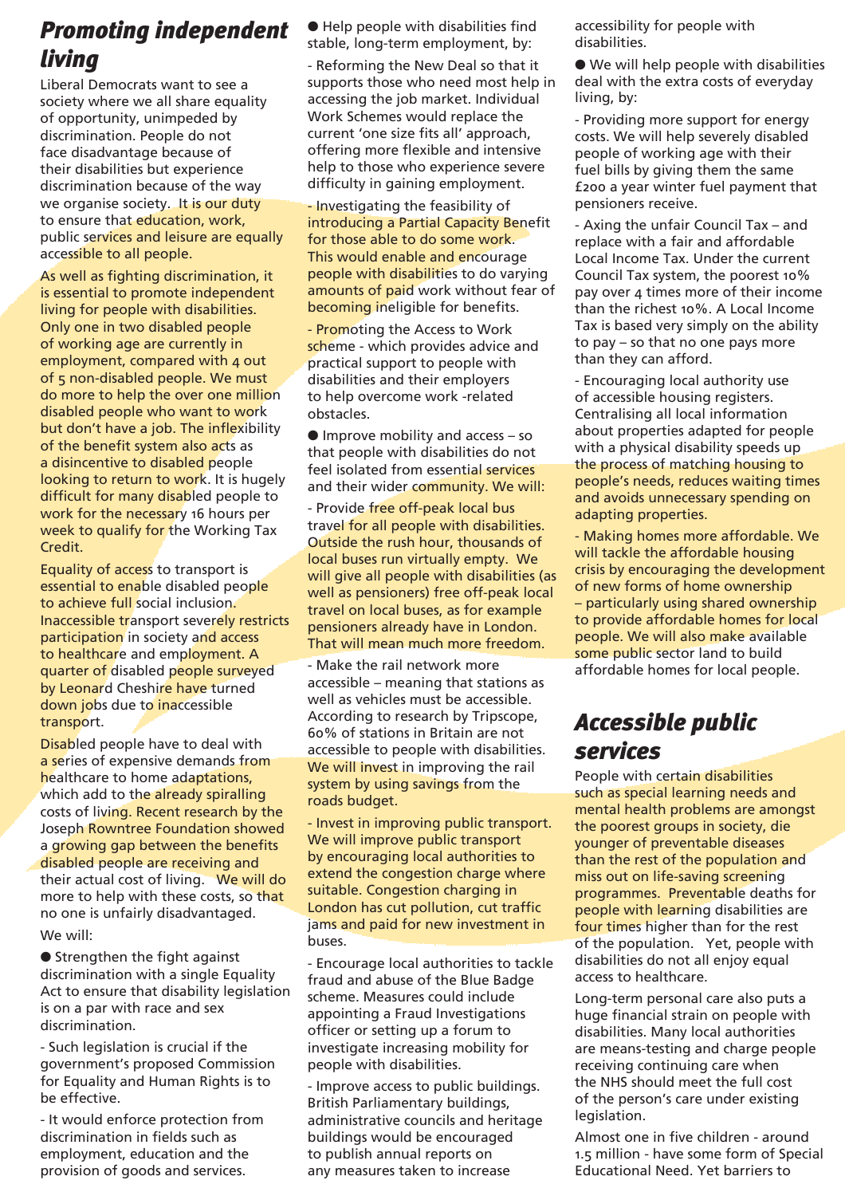## Promoting independent living

Liberal Democrats want to see a society where we all share equality of opportunity, unimpeded by discrimination. People do not face disadvantage because of their disabilities but experience discrimination because of the way we organise society. It is our duty to ensure that education, work, public services and leisure are equally accessible to all people.

As well as fighting discrimination, it is essential to promote independent living for people with disabilities. Only one in two disabled people of working age are currently in employment, compared with 4 out of 5 non-disabled people. We must do more to help the over one million disabled people who want to work but don't have a job. The inflexibility of the benefit system also acts as a disincentive to disabled people looking to return to work. It is hugely difficult for many disabled people to work for the necessary 16 hours per week to qualify for the Working Tax Credit.

Equality of access to transport is essential to enable disabled people to achieve full social inclusion. Inaccessible transport severely restricts participation in society and access to healthcare and employment. A quarter of disabled people surveyed by Leonard Cheshire have turned down jobs due to inaccessible transport.

Disabled people have to deal with a series of expensive demands from healthcare to home adaptations, which add to the already spiralling costs of living. Recent research by the Joseph Rowntree Foundation showed a growing gap between the benefits disabled people are receiving and their actual cost of living. We will do more to help with these costs, so that no one is unfairly disadvantaged.

We will:

- Strengthen the fight against discrimination with a single Equality Act to ensure that disability legislation is on a par with race and sex discrimination.

  - Such legislation is crucial if the government's proposed Commission for Equality and Human Rights is to be effective.

  - It would enforce protection from discrimination in fields such as employment, education and the provision of goods and services.

- Help people with disabilities find stable, long-term employment, by:

  - Reforming the New Deal so that it supports those who need most help in accessing the job market. Individual Work Schemes would replace the current 'one size fits all' approach, offering more flexible and intensive help to those who experience severe difficulty in gaining employment.

  - Investigating the feasibility of introducing a Partial Capacity Benefit for those able to do some work. This would enable and encourage people with disabilities to do varying amounts of paid work without fear of becoming ineligible for benefits.

  - Promoting the Access to Work scheme - which provides advice and practical support to people with disabilities and their employers to help overcome work -related obstacles.

- Improve mobility and access – so that people with disabilities do not feel isolated from essential services and their wider community. We will:

  - Provide free off-peak local bus travel for all people with disabilities. Outside the rush hour, thousands of local buses run virtually empty. We will give all people with disabilities (as well as pensioners) free off-peak local travel on local buses, as for example pensioners already have in London. That will mean much more freedom.

  - Make the rail network more accessible – meaning that stations as well as vehicles must be accessible. According to research by Tripscope, 60% of stations in Britain are not accessible to people with disabilities. We will invest in improving the rail system by using savings from the roads budget.

  - Invest in improving public transport. We will improve public transport by encouraging local authorities to extend the congestion charge where suitable. Congestion charging in London has cut pollution, cut traffic jams and paid for new investment in buses.

  - Encourage local authorities to tackle fraud and abuse of the Blue Badge scheme. Measures could include appointing a Fraud Investigations officer or setting up a forum to investigate increasing mobility for people with disabilities.

  - Improve access to public buildings. British Parliamentary buildings, administrative councils and heritage buildings would be encouraged to publish annual reports on any measures taken to increase accessibility for people with disabilities.

- We will help people with disabilities deal with the extra costs of everyday living, by:

  - Providing more support for energy costs. We will help severely disabled people of working age with their fuel bills by giving them the same £200 a year winter fuel payment that pensioners receive.

  - Axing the unfair Council Tax – and replace with a fair and affordable Local Income Tax. Under the current Council Tax system, the poorest 10% pay over 4 times more of their income than the richest 10%. A Local Income Tax is based very simply on the ability to pay – so that no one pays more than they can afford.

  - Encouraging local authority use of accessible housing registers. Centralising all local information about properties adapted for people with a physical disability speeds up the process of matching housing to people's needs, reduces waiting times and avoids unnecessary spending on adapting properties.

  - Making homes more affordable. We will tackle the affordable housing crisis by encouraging the development of new forms of home ownership – particularly using shared ownership to provide affordable homes for local people. We will also make available some public sector land to build affordable homes for local people.

## Accessible public services

People with certain disabilities such as special learning needs and mental health problems are amongst the poorest groups in society, die younger of preventable diseases than the rest of the population and miss out on life-saving screening programmes. Preventable deaths for people with learning disabilities are four times higher than for the rest of the population. Yet, people with disabilities do not all enjoy equal access to healthcare.

Long-term personal care also puts a huge financial strain on people with disabilities. Many local authorities are means-testing and charge people receiving continuing care when the NHS should meet the full cost of the person's care under existing legislation.

Almost one in five children - around 1.5 million - have some form of Special Educational Need. Yet barriers to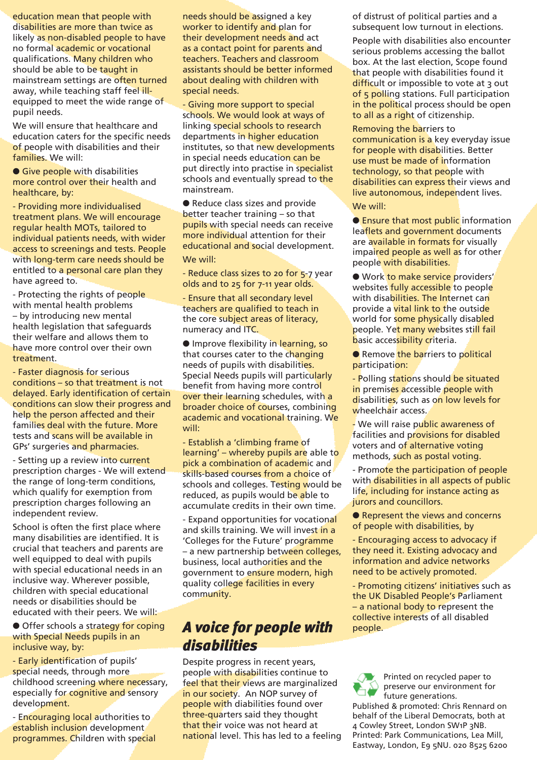education mean that people with disabilities are more than twice as likely as non-disabled people to have no formal academic or vocational qualifications. Many children who should be able to be taught in mainstream settings are often turned away, while teaching staff feel ill-equipped to meet the wide range of pupil needs.

We will ensure that healthcare and education caters for the specific needs of people with disabilities and their families. We will:

- Give people with disabilities more control over their health and healthcare, by:

- Providing more individualised treatment plans. We will encourage regular health MOTs, tailored to individual patients needs, with wider access to screenings and tests. People with long-term care needs should be entitled to a personal care plan they have agreed to.

- Protecting the rights of people with mental health problems – by introducing new mental health legislation that safeguards their welfare and allows them to have more control over their own treatment.

- Faster diagnosis for serious conditions – so that treatment is not delayed. Early identification of certain conditions can slow their progress and help the person affected and their families deal with the future. More tests and scans will be available in GPs' surgeries and pharmacies.

- Setting up a review into current prescription charges - We will extend the range of long-term conditions, which qualify for exemption from prescription charges following an independent review.

School is often the first place where many disabilities are identified. It is crucial that teachers and parents are well equipped to deal with pupils with special educational needs in an inclusive way. Wherever possible, children with special educational needs or disabilities should be educated with their peers. We will:

- Offer schools a strategy for coping with Special Needs pupils in an inclusive way, by:

- Early identification of pupils' special needs, through more childhood screening where necessary, especially for cognitive and sensory development.

- Encouraging local authorities to establish inclusion development programmes. Children with special needs should be assigned a key worker to identify and plan for their development needs and act as a contact point for parents and teachers. Teachers and classroom assistants should be better informed about dealing with children with special needs.

- Giving more support to special schools. We would look at ways of linking special schools to research departments in higher education institutes, so that new developments in special needs education can be put directly into practise in specialist schools and eventually spread to the mainstream.

- Reduce class sizes and provide better teacher training – so that pupils with special needs can receive more individual attention for their educational and social development.

We will:

- Reduce class sizes to 20 for 5-7 year olds and to 25 for 7-11 year olds.

- Ensure that all secondary level teachers are qualified to teach in the core subject areas of literacy, numeracy and ITC.

- Improve flexibility in learning, so that courses cater to the changing needs of pupils with disabilities. Special Needs pupils will particularly benefit from having more control over their learning schedules, with a broader choice of courses, combining academic and vocational training. We will:

- Establish a 'climbing frame of learning' – whereby pupils are able to pick a combination of academic and skills-based courses from a choice of schools and colleges. Testing would be reduced, as pupils would be able to accumulate credits in their own time.

- Expand opportunities for vocational and skills training. We will invest in a 'Colleges for the Future' programme – a new partnership between colleges, business, local authorities and the government to ensure modern, high quality college facilities in every community.

## *A voice for people with disabilities*

Despite progress in recent years, people with disabilities continue to feel that their views are marginalized in our society. An NOP survey of people with diabilities found over three-quarters said they thought that their voice was not heard at national level. This has led to a feeling of distrust of political parties and a subsequent low turnout in elections.

People with disabilities also encounter serious problems accessing the ballot box. At the last election, Scope found that people with disabilities found it difficult or impossible to vote at 3 out of 5 polling stations. Full participation in the political process should be open to all as a right of citizenship.

Removing the barriers to communication is a key everyday issue for people with disabilities. Better use must be made of information technology, so that people with disabilities can express their views and live autonomous, independent lives.

We will:

- Ensure that most public information leaflets and government documents are available in formats for visually impaired people as well as for other people with disabilities.

- Work to make service providers' websites fully accessible to people with disabilities. The Internet can provide a vital link to the outside world for some physically disabled people. Yet many websites still fail basic accessibility criteria.

- Remove the barriers to political participation:

- Polling stations should be situated in premises accessible people with disabilities, such as on low levels for wheelchair access.

- We will raise public awareness of facilities and provisions for disabled voters and of alternative voting methods, such as postal voting.

- Promote the participation of people with disabilities in all aspects of public life, including for instance acting as jurors and councillors.

- Represent the views and concerns of people with disabilities, by

- Encouraging access to advocacy if they need it. Existing advocacy and information and advice networks need to be actively promoted.

- Promoting citizens' initiatives such as the UK Disabled People's Parliament – a national body to represent the collective interests of all disabled people.

Printed on recycled paper to preserve our environment for future generations.

Published & promoted: Chris Rennard on behalf of the Liberal Democrats, both at 4 Cowley Street, London SW1P 3NB.
Printed: Park Communications, Lea Mill, Eastway, London, E9 5NU. 020 8525 6200